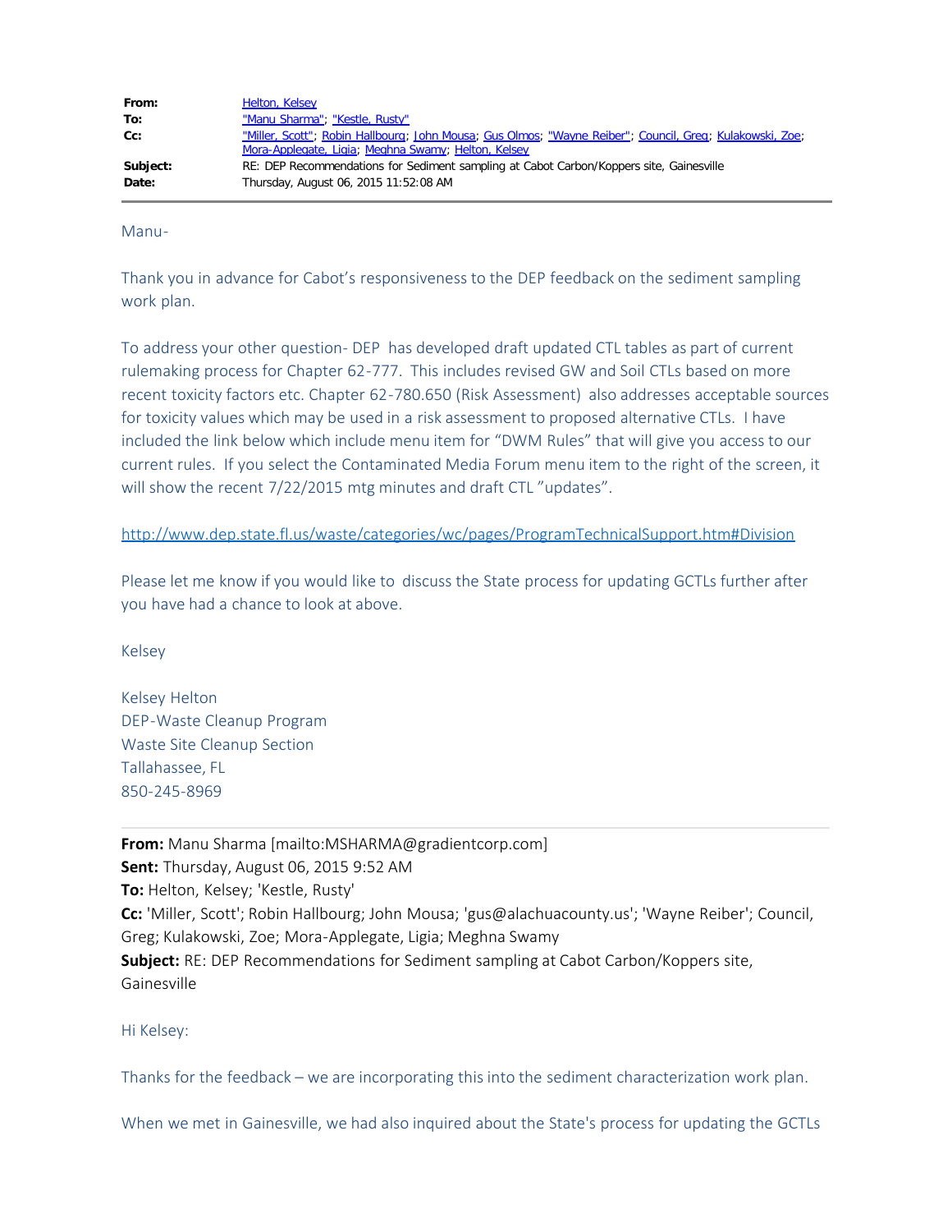| | |
|---|---|
| **From:** | Helton, Kelsey |
| **To:** | "Manu Sharma"; "Kestle, Rusty" |
| **Cc:** | "Miller, Scott"; Robin Hallbourg; John Mousa; Gus Olmos; "Wayne Reiber"; Council, Greg; Kulakowski, Zoe; Mora-Applegate, Ligia; Meghna Swamy; Helton, Kelsey |
| **Subject:** | RE: DEP Recommendations for Sediment sampling at Cabot Carbon/Koppers site, Gainesville |
| **Date:** | Thursday, August 06, 2015 11:52:08 AM |

---

Manu-

Thank you in advance for Cabot's responsiveness to the DEP feedback on the sediment sampling work plan.

To address your other question- DEP has developed draft updated CTL tables as part of current rulemaking process for Chapter 62-777. This includes revised GW and Soil CTLs based on more recent toxicity factors etc. Chapter 62-780.650 (Risk Assessment) also addresses acceptable sources for toxicity values which may be used in a risk assessment to proposed alternative CTLs. I have included the link below which include menu item for "DWM Rules" that will give you access to our current rules. If you select the Contaminated Media Forum menu item to the right of the screen, it will show the recent 7/22/2015 mtg minutes and draft CTL "updates".

http://www.dep.state.fl.us/waste/categories/wc/pages/ProgramTechnicalSupport.htm#Division

Please let me know if you would like to discuss the State process for updating GCTLs further after you have had a chance to look at above.

Kelsey

Kelsey Helton
DEP-Waste Cleanup Program
Waste Site Cleanup Section
Tallahassee, FL
850-245-8969

---

**From:** Manu Sharma [mailto:MSHARMA@gradientcorp.com]
**Sent:** Thursday, August 06, 2015 9:52 AM
**To:** Helton, Kelsey; 'Kestle, Rusty'
**Cc:** 'Miller, Scott'; Robin Hallbourg; John Mousa; 'gus@alachuacounty.us'; 'Wayne Reiber'; Council, Greg; Kulakowski, Zoe; Mora-Applegate, Ligia; Meghna Swamy
**Subject:** RE: DEP Recommendations for Sediment sampling at Cabot Carbon/Koppers site, Gainesville

Hi Kelsey:

Thanks for the feedback – we are incorporating this into the sediment characterization work plan.

When we met in Gainesville, we had also inquired about the State's process for updating the GCTLs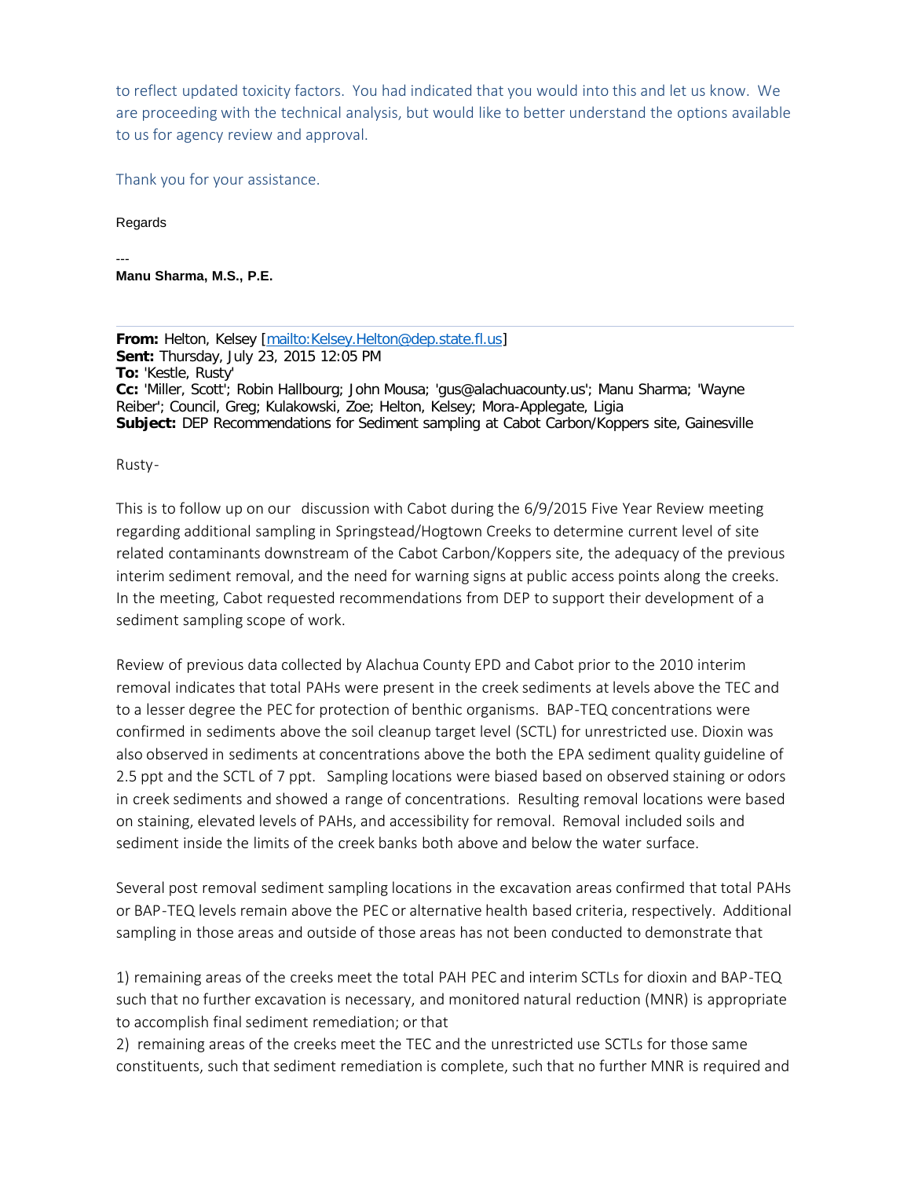to reflect updated toxicity factors. You had indicated that you would into this and let us know. We are proceeding with the technical analysis, but would like to better understand the options available to us for agency review and approval.

Thank you for your assistance.

Regards

---
**Manu Sharma, M.S., P.E.**

---

**From:** Helton, Kelsey [mailto:Kelsey.Helton@dep.state.fl.us]
**Sent:** Thursday, July 23, 2015 12:05 PM
**To:** 'Kestle, Rusty'
**Cc:** 'Miller, Scott'; Robin Hallbourg; John Mousa; 'gus@alachuacounty.us'; Manu Sharma; 'Wayne Reiber'; Council, Greg; Kulakowski, Zoe; Helton, Kelsey; Mora-Applegate, Ligia
**Subject:** DEP Recommendations for Sediment sampling at Cabot Carbon/Koppers site, Gainesville

Rusty-

This is to follow up on our discussion with Cabot during the 6/9/2015 Five Year Review meeting regarding additional sampling in Springstead/Hogtown Creeks to determine current level of site related contaminants downstream of the Cabot Carbon/Koppers site, the adequacy of the previous interim sediment removal, and the need for warning signs at public access points along the creeks. In the meeting, Cabot requested recommendations from DEP to support their development of a sediment sampling scope of work.

Review of previous data collected by Alachua County EPD and Cabot prior to the 2010 interim removal indicates that total PAHs were present in the creek sediments at levels above the TEC and to a lesser degree the PEC for protection of benthic organisms. BAP-TEQ concentrations were confirmed in sediments above the soil cleanup target level (SCTL) for unrestricted use. Dioxin was also observed in sediments at concentrations above the both the EPA sediment quality guideline of 2.5 ppt and the SCTL of 7 ppt. Sampling locations were biased based on observed staining or odors in creek sediments and showed a range of concentrations. Resulting removal locations were based on staining, elevated levels of PAHs, and accessibility for removal. Removal included soils and sediment inside the limits of the creek banks both above and below the water surface.

Several post removal sediment sampling locations in the excavation areas confirmed that total PAHs or BAP-TEQ levels remain above the PEC or alternative health based criteria, respectively. Additional sampling in those areas and outside of those areas has not been conducted to demonstrate that

1) remaining areas of the creeks meet the total PAH PEC and interim SCTLs for dioxin and BAP-TEQ such that no further excavation is necessary, and monitored natural reduction (MNR) is appropriate to accomplish final sediment remediation; or that
2) remaining areas of the creeks meet the TEC and the unrestricted use SCTLs for those same constituents, such that sediment remediation is complete, such that no further MNR is required and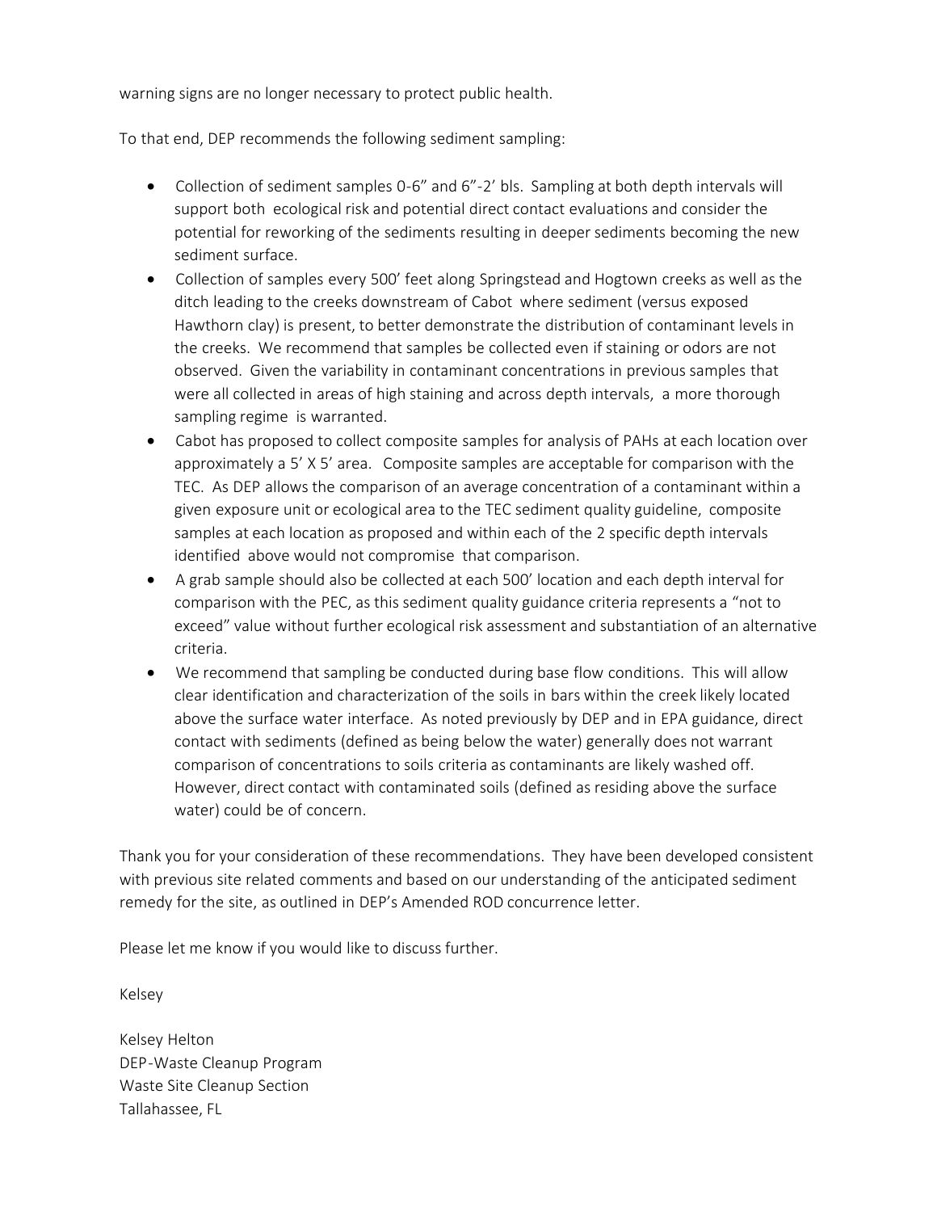warning signs are no longer necessary to protect public health.

To that end, DEP recommends the following sediment sampling:

- Collection of sediment samples 0-6" and 6"-2' bls. Sampling at both depth intervals will support both ecological risk and potential direct contact evaluations and consider the potential for reworking of the sediments resulting in deeper sediments becoming the new sediment surface.
- Collection of samples every 500' feet along Springstead and Hogtown creeks as well as the ditch leading to the creeks downstream of Cabot where sediment (versus exposed Hawthorn clay) is present, to better demonstrate the distribution of contaminant levels in the creeks. We recommend that samples be collected even if staining or odors are not observed. Given the variability in contaminant concentrations in previous samples that were all collected in areas of high staining and across depth intervals, a more thorough sampling regime is warranted.
- Cabot has proposed to collect composite samples for analysis of PAHs at each location over approximately a 5' X 5' area. Composite samples are acceptable for comparison with the TEC. As DEP allows the comparison of an average concentration of a contaminant within a given exposure unit or ecological area to the TEC sediment quality guideline, composite samples at each location as proposed and within each of the 2 specific depth intervals identified above would not compromise that comparison.
- A grab sample should also be collected at each 500' location and each depth interval for comparison with the PEC, as this sediment quality guidance criteria represents a "not to exceed" value without further ecological risk assessment and substantiation of an alternative criteria.
- We recommend that sampling be conducted during base flow conditions. This will allow clear identification and characterization of the soils in bars within the creek likely located above the surface water interface. As noted previously by DEP and in EPA guidance, direct contact with sediments (defined as being below the water) generally does not warrant comparison of concentrations to soils criteria as contaminants are likely washed off. However, direct contact with contaminated soils (defined as residing above the surface water) could be of concern.

Thank you for your consideration of these recommendations. They have been developed consistent with previous site related comments and based on our understanding of the anticipated sediment remedy for the site, as outlined in DEP's Amended ROD concurrence letter.

Please let me know if you would like to discuss further.

Kelsey

Kelsey Helton
DEP-Waste Cleanup Program
Waste Site Cleanup Section
Tallahassee, FL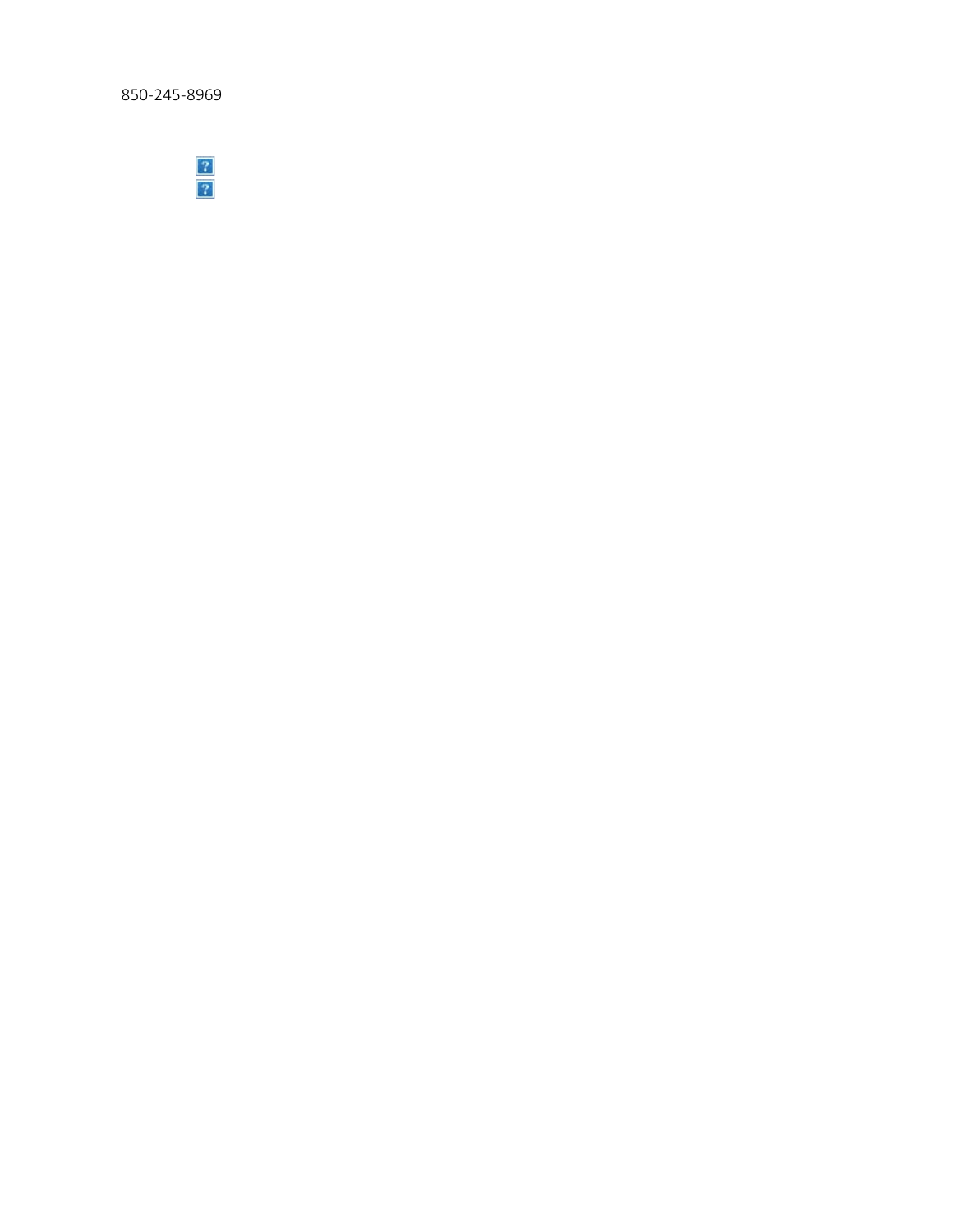850-245-8969